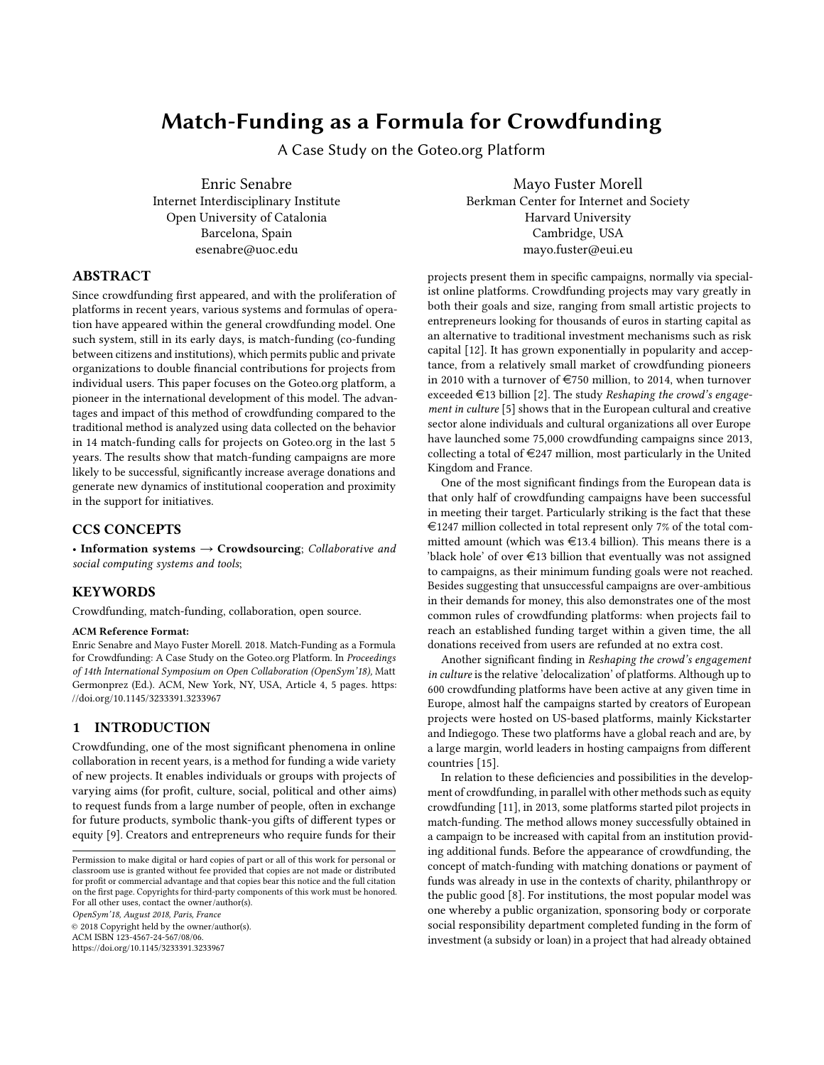# Match-Funding as a Formula for Crowdfunding

A Case Study on the Goteo.org Platform

Enric Senabre
Internet Interdisciplinary Institute
Open University of Catalonia
Barcelona, Spain
esenabre@uoc.edu

Mayo Fuster Morell
Berkman Center for Internet and Society
Harvard University
Cambridge, USA
mayo.fuster@eui.eu

## ABSTRACT

Since crowdfunding first appeared, and with the proliferation of platforms in recent years, various systems and formulas of operation have appeared within the general crowdfunding model. One such system, still in its early days, is match-funding (co-funding between citizens and institutions), which permits public and private organizations to double financial contributions for projects from individual users. This paper focuses on the Goteo.org platform, a pioneer in the international development of this model. The advantages and impact of this method of crowdfunding compared to the traditional method is analyzed using data collected on the behavior in 14 match-funding calls for projects on Goteo.org in the last 5 years. The results show that match-funding campaigns are more likely to be successful, significantly increase average donations and generate new dynamics of institutional cooperation and proximity in the support for initiatives.

## CCS CONCEPTS

• **Information systems** → **Crowdsourcing**; *Collaborative and social computing systems and tools*;

## KEYWORDS

Crowdfunding, match-funding, collaboration, open source.

**ACM Reference Format:**
Enric Senabre and Mayo Fuster Morell. 2018. Match-Funding as a Formula for Crowdfunding: A Case Study on the Goteo.org Platform. In *Proceedings of 14th International Symposium on Open Collaboration (OpenSym'18)*, Matt Germonprez (Ed.). ACM, New York, NY, USA, Article 4, 5 pages. https://doi.org/10.1145/3233391.3233967

## 1 INTRODUCTION

Crowdfunding, one of the most significant phenomena in online collaboration in recent years, is a method for funding a wide variety of new projects. It enables individuals or groups with projects of varying aims (for profit, culture, social, political and other aims) to request funds from a large number of people, often in exchange for future products, symbolic thank-you gifts of different types or equity [9]. Creators and entrepreneurs who require funds for their projects present them in specific campaigns, normally via specialist online platforms. Crowdfunding projects may vary greatly in both their goals and size, ranging from small artistic projects to entrepreneurs looking for thousands of euros in starting capital as an alternative to traditional investment mechanisms such as risk capital [12]. It has grown exponentially in popularity and acceptance, from a relatively small market of crowdfunding pioneers in 2010 with a turnover of €750 million, to 2014, when turnover exceeded €13 billion [2]. The study *Reshaping the crowd's engagement in culture* [5] shows that in the European cultural and creative sector alone individuals and cultural organizations all over Europe have launched some 75,000 crowdfunding campaigns since 2013, collecting a total of €247 million, most particularly in the United Kingdom and France.

One of the most significant findings from the European data is that only half of crowdfunding campaigns have been successful in meeting their target. Particularly striking is the fact that these €1247 million collected in total represent only 7% of the total committed amount (which was €13.4 billion). This means there is a 'black hole' of over €13 billion that eventually was not assigned to campaigns, as their minimum funding goals were not reached. Besides suggesting that unsuccessful campaigns are over-ambitious in their demands for money, this also demonstrates one of the most common rules of crowdfunding platforms: when projects fail to reach an established funding target within a given time, the all donations received from users are refunded at no extra cost.

Another significant finding in *Reshaping the crowd's engagement in culture* is the relative 'delocalization' of platforms. Although up to 600 crowdfunding platforms have been active at any given time in Europe, almost half the campaigns started by creators of European projects were hosted on US-based platforms, mainly Kickstarter and Indiegogo. These two platforms have a global reach and are, by a large margin, world leaders in hosting campaigns from different countries [15].

In relation to these deficiencies and possibilities in the development of crowdfunding, in parallel with other methods such as equity crowdfunding [11], in 2013, some platforms started pilot projects in match-funding. The method allows money successfully obtained in a campaign to be increased with capital from an institution providing additional funds. Before the appearance of crowdfunding, the concept of match-funding with matching donations or payment of funds was already in use in the contexts of charity, philanthropy or the public good [8]. For institutions, the most popular model was one whereby a public organization, sponsoring body or corporate social responsibility department completed funding in the form of investment (a subsidy or loan) in a project that had already obtained

Permission to make digital or hard copies of part or all of this work for personal or classroom use is granted without fee provided that copies are not made or distributed for profit or commercial advantage and that copies bear this notice and the full citation on the first page. Copyrights for third-party components of this work must be honored. For all other uses, contact the owner/author(s).
*OpenSym'18, August 2018, Paris, France*
© 2018 Copyright held by the owner/author(s).
ACM ISBN 123-4567-24-567/08/06.
https://doi.org/10.1145/3233391.3233967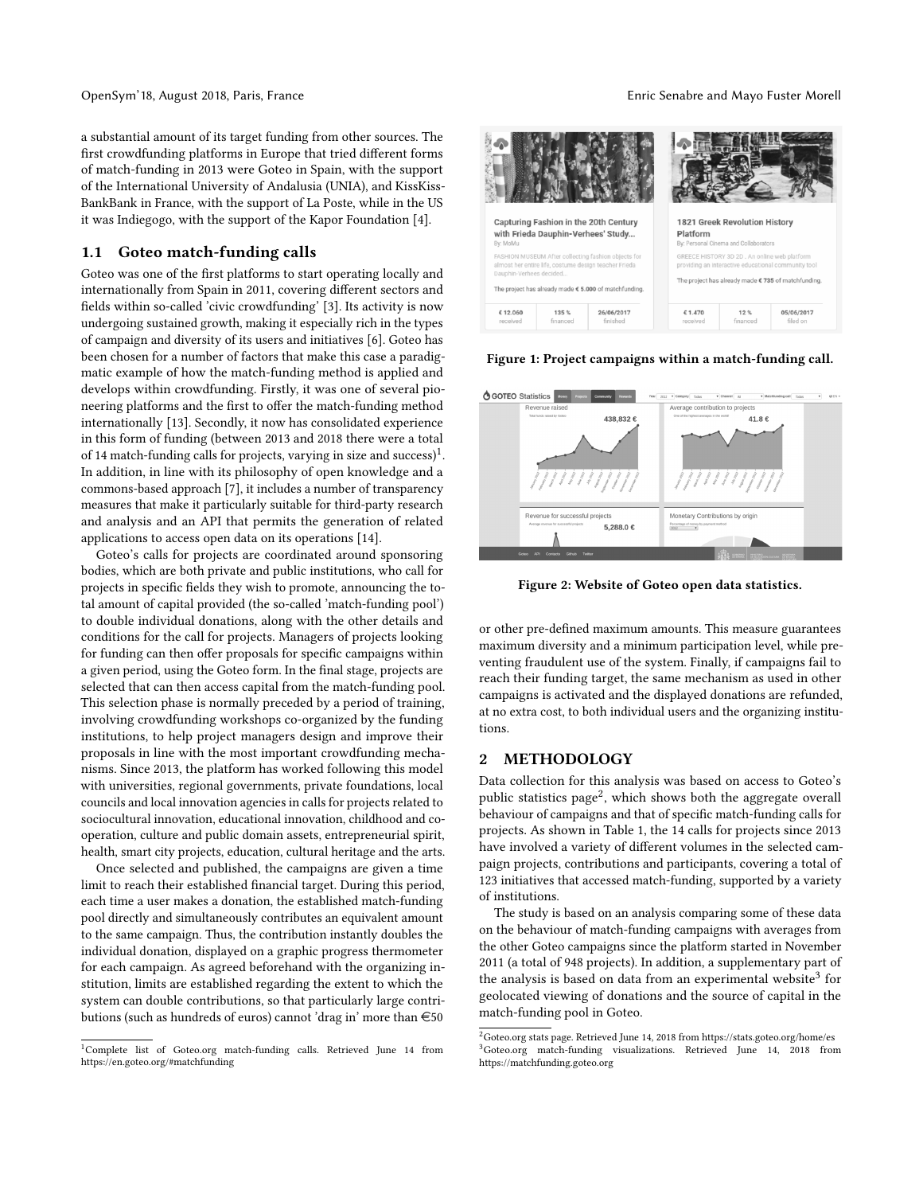a substantial amount of its target funding from other sources. The first crowdfunding platforms in Europe that tried different forms of match-funding in 2013 were Goteo in Spain, with the support of the International University of Andalusia (UNIA), and KissKiss-BankBank in France, with the support of La Poste, while in the US it was Indiegogo, with the support of the Kapor Foundation [4].

### 1.1 Goteo match-funding calls

Goteo was one of the first platforms to start operating locally and internationally from Spain in 2011, covering different sectors and fields within so-called 'civic crowdfunding' [3]. Its activity is now undergoing sustained growth, making it especially rich in the types of campaign and diversity of its users and initiatives [6]. Goteo has been chosen for a number of factors that make this case a paradigmatic example of how the match-funding method is applied and develops within crowdfunding. Firstly, it was one of several pioneering platforms and the first to offer the match-funding method internationally [13]. Secondly, it now has consolidated experience in this form of funding (between 2013 and 2018 there were a total of 14 match-funding calls for projects, varying in size and success)[1]. In addition, in line with its philosophy of open knowledge and a commons-based approach [7], it includes a number of transparency measures that make it particularly suitable for third-party research and analysis and an API that permits the generation of related applications to access open data on its operations [14].

Goteo's calls for projects are coordinated around sponsoring bodies, which are both private and public institutions, who call for projects in specific fields they wish to promote, announcing the total amount of capital provided (the so-called 'match-funding pool') to double individual donations, along with the other details and conditions for the call for projects. Managers of projects looking for funding can then offer proposals for specific campaigns within a given period, using the Goteo form. In the final stage, projects are selected that can then access capital from the match-funding pool. This selection phase is normally preceded by a period of training, involving crowdfunding workshops co-organized by the funding institutions, to help project managers design and improve their proposals in line with the most important crowdfunding mechanisms. Since 2013, the platform has worked following this model with universities, regional governments, private foundations, local councils and local innovation agencies in calls for projects related to sociocultural innovation, educational innovation, childhood and cooperation, culture and public domain assets, entrepreneurial spirit, health, smart city projects, education, cultural heritage and the arts.

Once selected and published, the campaigns are given a time limit to reach their established financial target. During this period, each time a user makes a donation, the established match-funding pool directly and simultaneously contributes an equivalent amount to the same campaign. Thus, the contribution instantly doubles the individual donation, displayed on a graphic progress thermometer for each campaign. As agreed beforehand with the organizing institution, limits are established regarding the extent to which the system can double contributions, so that particularly large contributions (such as hundreds of euros) cannot 'drag in' more than €50 or other pre-defined maximum amounts. This measure guarantees maximum diversity and a minimum participation level, while preventing fraudulent use of the system. Finally, if campaigns fail to reach their funding target, the same mechanism as used in other campaigns is activated and the displayed donations are refunded, at no extra cost, to both individual users and the organizing institutions.

Figure 1: Project campaigns within a match-funding call.

Figure 2: Website of Goteo open data statistics.

## 2 METHODOLOGY

Data collection for this analysis was based on access to Goteo's public statistics page[2], which shows both the aggregate overall behaviour of campaigns and that of specific match-funding calls for projects. As shown in Table 1, the 14 calls for projects since 2013 have involved a variety of different volumes in the selected campaign projects, contributions and participants, covering a total of 123 initiatives that accessed match-funding, supported by a variety of institutions.

The study is based on an analysis comparing some of these data on the behaviour of match-funding campaigns with averages from the other Goteo campaigns since the platform started in November 2011 (a total of 948 projects). In addition, a supplementary part of the analysis is based on data from an experimental website[3] for geolocated viewing of donations and the source of capital in the match-funding pool in Goteo.

---

[1] Complete list of Goteo.org match-funding calls. Retrieved June 14 from https://en.goteo.org/#matchfunding

[2] Goteo.org stats page. Retrieved June 14, 2018 from https://stats.goteo.org/home/es

[3] Goteo.org match-funding visualizations. Retrieved June 14, 2018 from https://matchfunding.goteo.org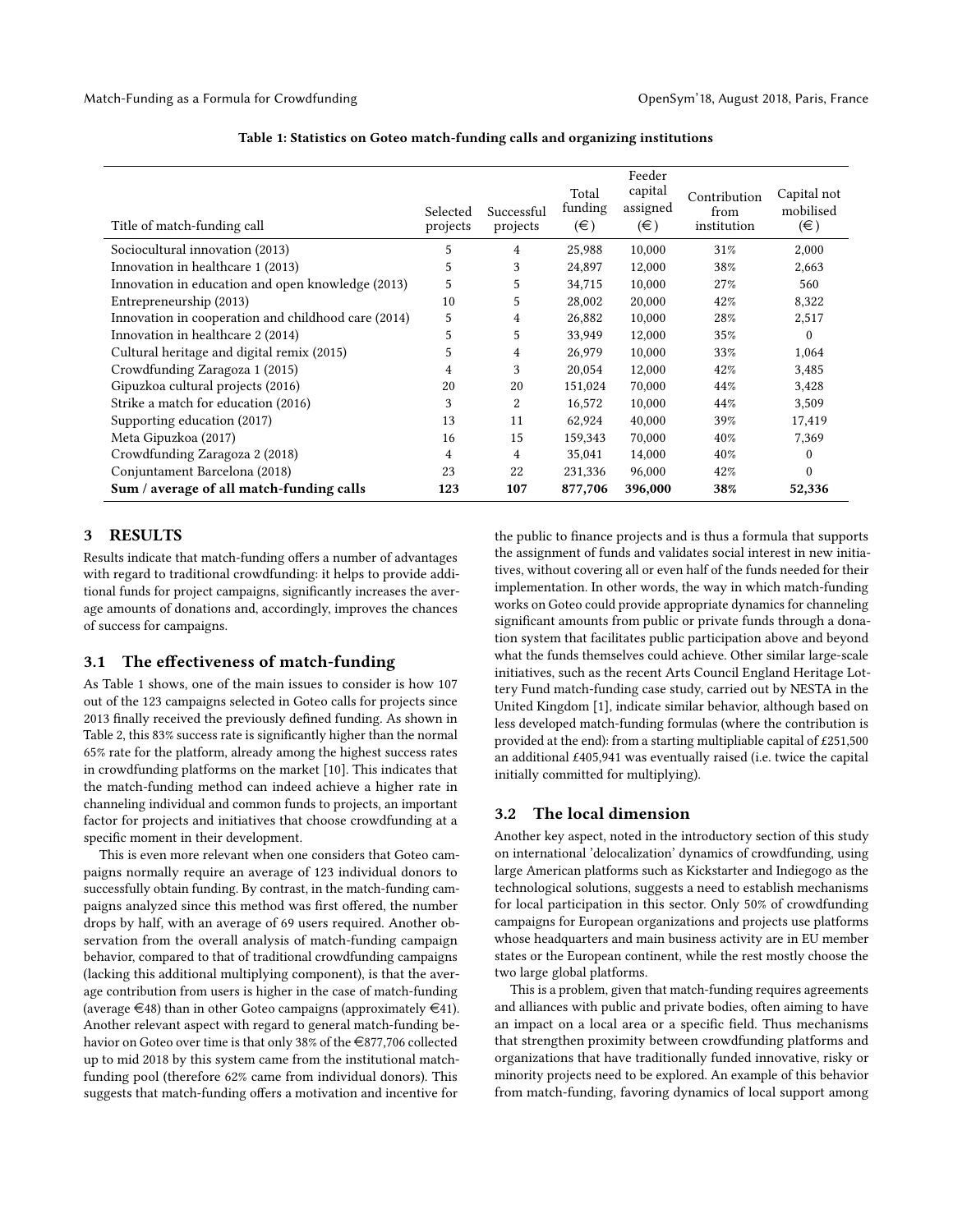**Table 1: Statistics on Goteo match-funding calls and organizing institutions**

| Title of match-funding call | Selected projects | Successful projects | Total funding (€) | Feeder capital assigned (€) | Contribution from institution | Capital not mobilised (€) |
|---|---|---|---|---|---|---|
| Sociocultural innovation (2013) | 5 | 4 | 25,988 | 10,000 | 31% | 2,000 |
| Innovation in healthcare 1 (2013) | 5 | 3 | 24,897 | 12,000 | 38% | 2,663 |
| Innovation in education and open knowledge (2013) | 5 | 5 | 34,715 | 10,000 | 27% | 560 |
| Entrepreneurship (2013) | 10 | 5 | 28,002 | 20,000 | 42% | 8,322 |
| Innovation in cooperation and childhood care (2014) | 5 | 4 | 26,882 | 10,000 | 28% | 2,517 |
| Innovation in healthcare 2 (2014) | 5 | 5 | 33,949 | 12,000 | 35% | 0 |
| Cultural heritage and digital remix (2015) | 5 | 4 | 26,979 | 10,000 | 33% | 1,064 |
| Crowdfunding Zaragoza 1 (2015) | 4 | 3 | 20,054 | 12,000 | 42% | 3,485 |
| Gipuzkoa cultural projects (2016) | 20 | 20 | 151,024 | 70,000 | 44% | 3,428 |
| Strike a match for education (2016) | 3 | 2 | 16,572 | 10,000 | 44% | 3,509 |
| Supporting education (2017) | 13 | 11 | 62,924 | 40,000 | 39% | 17,419 |
| Meta Gipuzkoa (2017) | 16 | 15 | 159,343 | 70,000 | 40% | 7,369 |
| Crowdfunding Zaragoza 2 (2018) | 4 | 4 | 35,041 | 14,000 | 40% | 0 |
| Conjuntament Barcelona (2018) | 23 | 22 | 231,336 | 96,000 | 42% | 0 |
| **Sum / average of all match-funding calls** | **123** | **107** | **877,706** | **396,000** | **38%** | **52,336** |

## 3 RESULTS

Results indicate that match-funding offers a number of advantages with regard to traditional crowdfunding: it helps to provide additional funds for project campaigns, significantly increases the average amounts of donations and, accordingly, improves the chances of success for campaigns.

### 3.1 The effectiveness of match-funding

As Table 1 shows, one of the main issues to consider is how 107 out of the 123 campaigns selected in Goteo calls for projects since 2013 finally received the previously defined funding. As shown in Table 2, this 83% success rate is significantly higher than the normal 65% rate for the platform, already among the highest success rates in crowdfunding platforms on the market [10]. This indicates that the match-funding method can indeed achieve a higher rate in channeling individual and common funds to projects, an important factor for projects and initiatives that choose crowdfunding at a specific moment in their development.

This is even more relevant when one considers that Goteo campaigns normally require an average of 123 individual donors to successfully obtain funding. By contrast, in the match-funding campaigns analyzed since this method was first offered, the number drops by half, with an average of 69 users required. Another observation from the overall analysis of match-funding campaign behavior, compared to that of traditional crowdfunding campaigns (lacking this additional multiplying component), is that the average contribution from users is higher in the case of match-funding (average €48) than in other Goteo campaigns (approximately €41). Another relevant aspect with regard to general match-funding behavior on Goteo over time is that only 38% of the €877,706 collected up to mid 2018 by this system came from the institutional match-funding pool (therefore 62% came from individual donors). This suggests that match-funding offers a motivation and incentive for the public to finance projects and is thus a formula that supports the assignment of funds and validates social interest in new initiatives, without covering all or even half of the funds needed for their implementation. In other words, the way in which match-funding works on Goteo could provide appropriate dynamics for channeling significant amounts from public or private funds through a donation system that facilitates public participation above and beyond what the funds themselves could achieve. Other similar large-scale initiatives, such as the recent Arts Council England Heritage Lottery Fund match-funding case study, carried out by NESTA in the United Kingdom [1], indicate similar behavior, although based on less developed match-funding formulas (where the contribution is provided at the end): from a starting multipliable capital of £251,500 an additional £405,941 was eventually raised (i.e. twice the capital initially committed for multiplying).

### 3.2 The local dimension

Another key aspect, noted in the introductory section of this study on international 'delocalization' dynamics of crowdfunding, using large American platforms such as Kickstarter and Indiegogo as the technological solutions, suggests a need to establish mechanisms for local participation in this sector. Only 50% of crowdfunding campaigns for European organizations and projects use platforms whose headquarters and main business activity are in EU member states or the European continent, while the rest mostly choose the two large global platforms.

This is a problem, given that match-funding requires agreements and alliances with public and private bodies, often aiming to have an impact on a local area or a specific field. Thus mechanisms that strengthen proximity between crowdfunding platforms and organizations that have traditionally funded innovative, risky or minority projects need to be explored. An example of this behavior from match-funding, favoring dynamics of local support among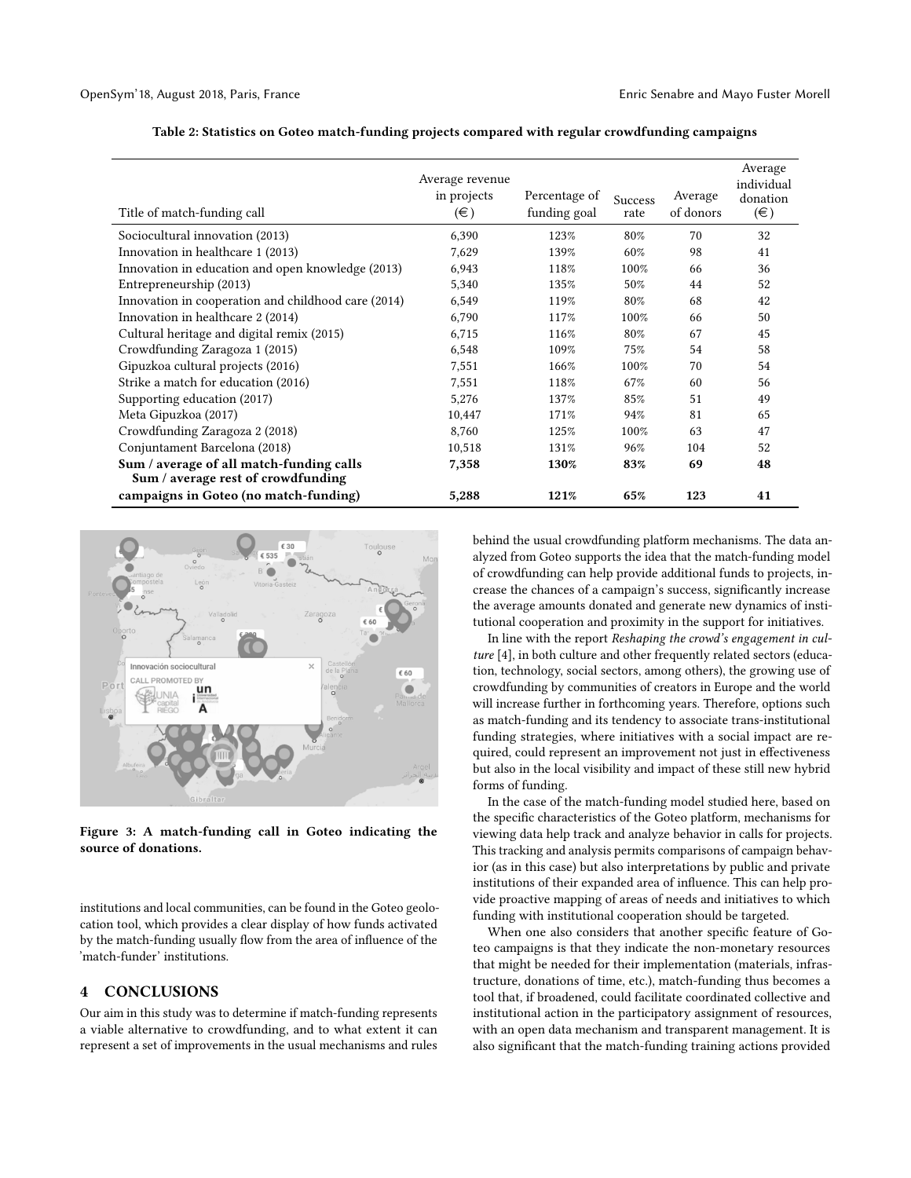**Table 2: Statistics on Goteo match-funding projects compared with regular crowdfunding campaigns**

| Title of match-funding call | Average revenue in projects (€) | Percentage of funding goal | Success rate | Average of donors | Average individual donation (€) |
|---|---|---|---|---|---|
| Sociocultural innovation (2013) | 6,390 | 123% | 80% | 70 | 32 |
| Innovation in healthcare 1 (2013) | 7,629 | 139% | 60% | 98 | 41 |
| Innovation in education and open knowledge (2013) | 6,943 | 118% | 100% | 66 | 36 |
| Entrepreneurship (2013) | 5,340 | 135% | 50% | 44 | 52 |
| Innovation in cooperation and childhood care (2014) | 6,549 | 119% | 80% | 68 | 42 |
| Innovation in healthcare 2 (2014) | 6,790 | 117% | 100% | 66 | 50 |
| Cultural heritage and digital remix (2015) | 6,715 | 116% | 80% | 67 | 45 |
| Crowdfunding Zaragoza 1 (2015) | 6,548 | 109% | 75% | 54 | 58 |
| Gipuzkoa cultural projects (2016) | 7,551 | 166% | 100% | 70 | 54 |
| Strike a match for education (2016) | 7,551 | 118% | 67% | 60 | 56 |
| Supporting education (2017) | 5,276 | 137% | 85% | 51 | 49 |
| Meta Gipuzkoa (2017) | 10,447 | 171% | 94% | 81 | 65 |
| Crowdfunding Zaragoza 2 (2018) | 8,760 | 125% | 100% | 63 | 47 |
| Conjuntament Barcelona (2018) | 10,518 | 131% | 96% | 104 | 52 |
| **Sum / average of all match-funding calls** | **7,358** | **130%** | **83%** | **69** | **48** |
| **Sum / average rest of crowdfunding campaigns in Goteo (no match-funding)** | **5,288** | **121%** | **65%** | **123** | **41** |

**Figure 3: A match-funding call in Goteo indicating the source of donations.**

institutions and local communities, can be found in the Goteo geolocation tool, which provides a clear display of how funds activated by the match-funding usually flow from the area of influence of the 'match-funder' institutions.

## 4 CONCLUSIONS

Our aim in this study was to determine if match-funding represents a viable alternative to crowdfunding, and to what extent it can represent a set of improvements in the usual mechanisms and rules behind the usual crowdfunding platform mechanisms. The data analyzed from Goteo supports the idea that the match-funding model of crowdfunding can help provide additional funds to projects, increase the chances of a campaign's success, significantly increase the average amounts donated and generate new dynamics of institutional cooperation and proximity in the support for initiatives.

In line with the report *Reshaping the crowd's engagement in culture* [4], in both culture and other frequently related sectors (education, technology, social sectors, among others), the growing use of crowdfunding by communities of creators in Europe and the world will increase further in forthcoming years. Therefore, options such as match-funding and its tendency to associate trans-institutional funding strategies, where initiatives with a social impact are required, could represent an improvement not just in effectiveness but also in the local visibility and impact of these still new hybrid forms of funding.

In the case of the match-funding model studied here, based on the specific characteristics of the Goteo platform, mechanisms for viewing data help track and analyze behavior in calls for projects. This tracking and analysis permits comparisons of campaign behavior (as in this case) but also interpretations by public and private institutions of their expanded area of influence. This can help provide proactive mapping of areas of needs and initiatives to which funding with institutional cooperation should be targeted.

When one also considers that another specific feature of Goteo campaigns is that they indicate the non-monetary resources that might be needed for their implementation (materials, infrastructure, donations of time, etc.), match-funding thus becomes a tool that, if broadened, could facilitate coordinated collective and institutional action in the participatory assignment of resources, with an open data mechanism and transparent management. It is also significant that the match-funding training actions provided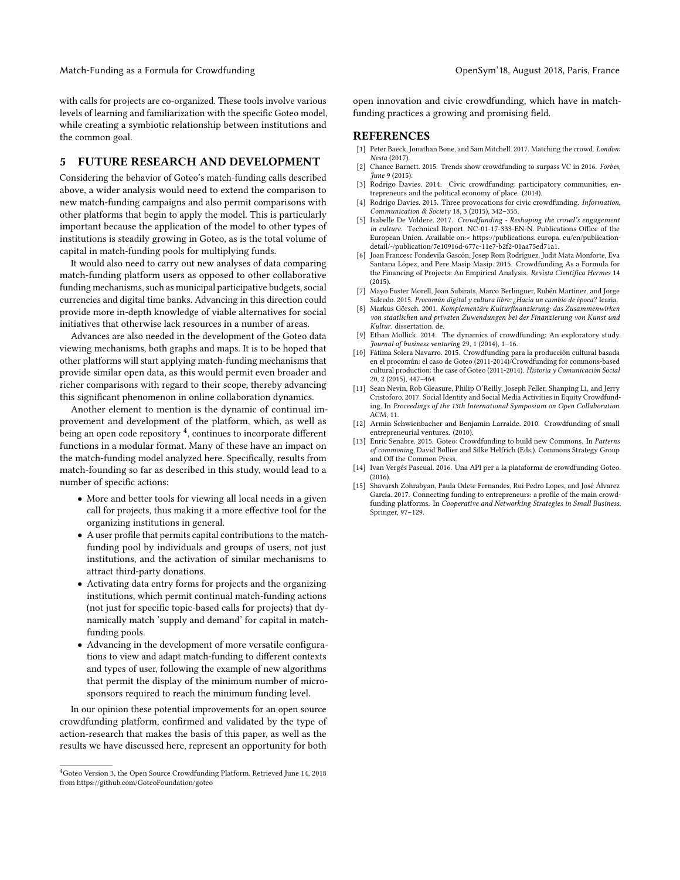with calls for projects are co-organized. These tools involve various levels of learning and familiarization with the specific Goteo model, while creating a symbiotic relationship between institutions and the common goal.

## 5 FUTURE RESEARCH AND DEVELOPMENT

Considering the behavior of Goteo's match-funding calls described above, a wider analysis would need to extend the comparison to new match-funding campaigns and also permit comparisons with other platforms that begin to apply the model. This is particularly important because the application of the model to other types of institutions is steadily growing in Goteo, as is the total volume of capital in match-funding pools for multiplying funds.

It would also need to carry out new analyses of data comparing match-funding platform users as opposed to other collaborative funding mechanisms, such as municipal participative budgets, social currencies and digital time banks. Advancing in this direction could provide more in-depth knowledge of viable alternatives for social initiatives that otherwise lack resources in a number of areas.

Advances are also needed in the development of the Goteo data viewing mechanisms, both graphs and maps. It is to be hoped that other platforms will start applying match-funding mechanisms that provide similar open data, as this would permit even broader and richer comparisons with regard to their scope, thereby advancing this significant phenomenon in online collaboration dynamics.

Another element to mention is the dynamic of continual improvement and development of the platform, which, as well as being an open code repository [4], continues to incorporate different functions in a modular format. Many of these have an impact on the match-funding model analyzed here. Specifically, results from match-founding so far as described in this study, would lead to a number of specific actions:

- More and better tools for viewing all local needs in a given call for projects, thus making it a more effective tool for the organizing institutions in general.
- A user profile that permits capital contributions to the match-funding pool by individuals and groups of users, not just institutions, and the activation of similar mechanisms to attract third-party donations.
- Activating data entry forms for projects and the organizing institutions, which permit continual match-funding actions (not just for specific topic-based calls for projects) that dynamically match 'supply and demand' for capital in match-funding pools.
- Advancing in the development of more versatile configurations to view and adapt match-funding to different contexts and types of user, following the example of new algorithms that permit the display of the minimum number of micro-sponsors required to reach the minimum funding level.

In our opinion these potential improvements for an open source crowdfunding platform, confirmed and validated by the type of action-research that makes the basis of this paper, as well as the results we have discussed here, represent an opportunity for both open innovation and civic crowdfunding, which have in match-funding practices a growing and promising field.

[4] Goteo Version 3, the Open Source Crowdfunding Platform. Retrieved June 14, 2018 from https://github.com/GoteoFoundation/goteo

## REFERENCES

[1] Peter Baeck, Jonathan Bone, and Sam Mitchell. 2017. Matching the crowd. *London: Nesta* (2017).

[2] Chance Barnett. 2015. Trends show crowdfunding to surpass VC in 2016. *Forbes, June* 9 (2015).

[3] Rodrigo Davies. 2014. Civic crowdfunding: participatory communities, entrepreneurs and the political economy of place. (2014).

[4] Rodrigo Davies. 2015. Three provocations for civic crowdfunding. *Information, Communication & Society* 18, 3 (2015), 342–355.

[5] Isabelle De Voldere. 2017. *Crowdfunding - Reshaping the crowd's engagement in culture.* Technical Report. NC-01-17-333-EN-N. Publications Office of the European Union. Available on:< https://publications. europa. eu/en/publication-detail/-/publication/7e10916d-677c-11e7-b2f2-01aa75ed71a1.

[6] Joan Francesc Fondevila Gascón, Josep Rom Rodríguez, Judit Mata Monforte, Eva Santana López, and Pere Masip Masip. 2015. Crowdfunding As a Formula for the Financing of Projects: An Empirical Analysis. *Revista Científica Hermes* 14 (2015).

[7] Mayo Fuster Morell, Joan Subirats, Marco Berlinguer, Rubén Martínez, and Jorge Salcedo. 2015. *Procomún digital y cultura libre: ¿Hacia un cambio de época?* Icaria.

[8] Markus Görsch. 2001. *Komplementäre Kulturfinanzierung: das Zusammenwirken von staatlichen und privaten Zuwendungen bei der Finanzierung von Kunst und Kultur.* dissertation. de.

[9] Ethan Mollick. 2014. The dynamics of crowdfunding: An exploratory study. *Journal of business venturing* 29, 1 (2014), 1–16.

[10] Fátima Solera Navarro. 2015. Crowdfunding para la producción cultural basada en el procomún: el caso de Goteo (2011-2014)/Crowdfunding for commons-based cultural production: the case of Goteo (2011-2014). *Historia y Comunicación Social* 20, 2 (2015), 447–464.

[11] Sean Nevin, Rob Gleasure, Philip O'Reilly, Joseph Feller, Shanping Li, and Jerry Cristoforo. 2017. Social Identity and Social Media Activities in Equity Crowdfunding. In *Proceedings of the 13th International Symposium on Open Collaboration*. ACM, 11.

[12] Armin Schwienbacher and Benjamin Larralde. 2010. Crowdfunding of small entrepreneurial ventures. (2010).

[13] Enric Senabre. 2015. Goteo: Crowdfunding to build new Commons. In *Patterns of commoning*, David Bollier and Silke Helfrich (Eds.). Commons Strategy Group and Off the Common Press.

[14] Ivan Vergés Pascual. 2016. Una API per a la plataforma de crowdfunding Goteo. (2016).

[15] Shavarsh Zohrabyan, Paula Odete Fernandes, Rui Pedro Lopes, and José Álvarez García. 2017. Connecting funding to entrepreneurs: a profile of the main crowdfunding platforms. In *Cooperative and Networking Strategies in Small Business*. Springer, 97–129.